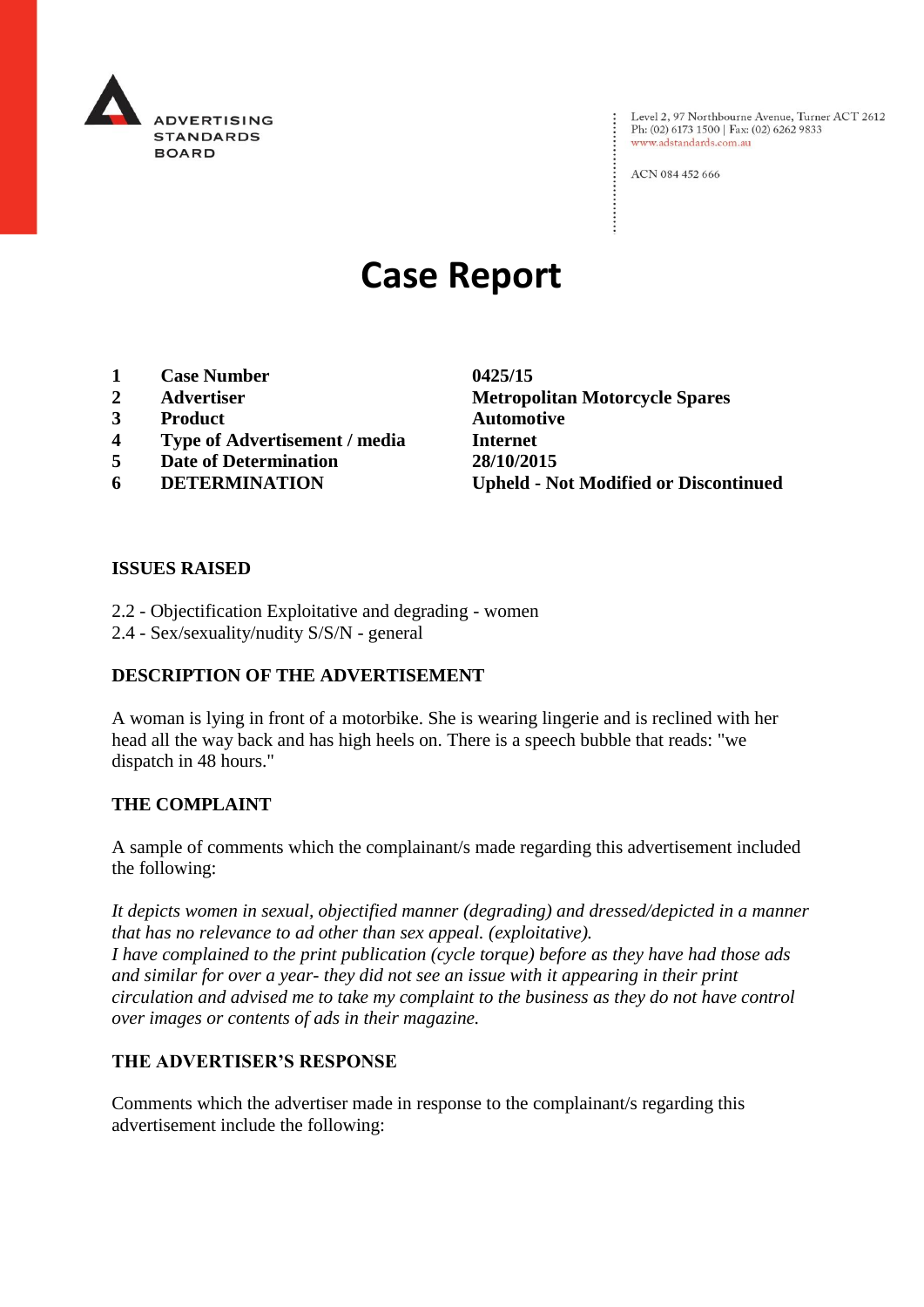ADVERTISING STANDARDS BOARD

Level 2, 97 Northbourne Avenue, Turner ACT 2612
Ph: (02) 6173 1500 | Fax: (02) 6262 9833
www.adstandards.com.au

ACN 084 452 666

# Case Report

| | | |
|---|---|---|
| **1** | **Case Number** | **0425/15** |
| **2** | **Advertiser** | **Metropolitan Motorcycle Spares** |
| **3** | **Product** | **Automotive** |
| **4** | **Type of Advertisement / media** | **Internet** |
| **5** | **Date of Determination** | **28/10/2015** |
| **6** | **DETERMINATION** | **Upheld - Not Modified or Discontinued** |

## ISSUES RAISED

2.2 - Objectification Exploitative and degrading - women
2.4 - Sex/sexuality/nudity S/S/N - general

## DESCRIPTION OF THE ADVERTISEMENT

A woman is lying in front of a motorbike. She is wearing lingerie and is reclined with her head all the way back and has high heels on. There is a speech bubble that reads: "we dispatch in 48 hours."

## THE COMPLAINT

A sample of comments which the complainant/s made regarding this advertisement included the following:

*It depicts women in sexual, objectified manner (degrading) and dressed/depicted in a manner that has no relevance to ad other than sex appeal. (exploitative).*
*I have complained to the print publication (cycle torque) before as they have had those ads and similar for over a year- they did not see an issue with it appearing in their print circulation and advised me to take my complaint to the business as they do not have control over images or contents of ads in their magazine.*

## THE ADVERTISER'S RESPONSE

Comments which the advertiser made in response to the complainant/s regarding this advertisement include the following: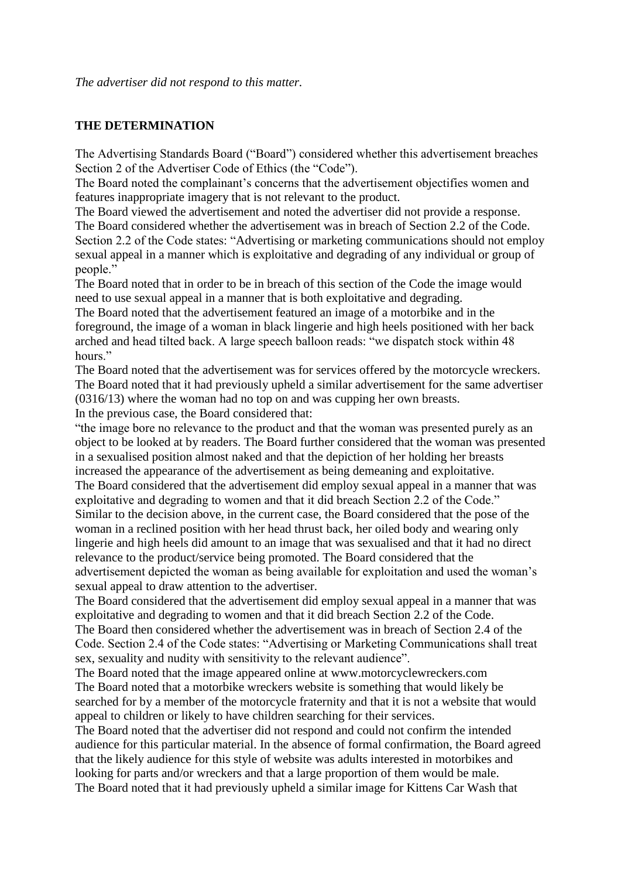*The advertiser did not respond to this matter.*

**THE DETERMINATION**

The Advertising Standards Board ("Board") considered whether this advertisement breaches Section 2 of the Advertiser Code of Ethics (the "Code").

The Board noted the complainant's concerns that the advertisement objectifies women and features inappropriate imagery that is not relevant to the product.

The Board viewed the advertisement and noted the advertiser did not provide a response.

The Board considered whether the advertisement was in breach of Section 2.2 of the Code. Section 2.2 of the Code states: "Advertising or marketing communications should not employ sexual appeal in a manner which is exploitative and degrading of any individual or group of people."

The Board noted that in order to be in breach of this section of the Code the image would need to use sexual appeal in a manner that is both exploitative and degrading.

The Board noted that the advertisement featured an image of a motorbike and in the foreground, the image of a woman in black lingerie and high heels positioned with her back arched and head tilted back. A large speech balloon reads: "we dispatch stock within 48 hours."

The Board noted that the advertisement was for services offered by the motorcycle wreckers. The Board noted that it had previously upheld a similar advertisement for the same advertiser (0316/13) where the woman had no top on and was cupping her own breasts.

In the previous case, the Board considered that:

"the image bore no relevance to the product and that the woman was presented purely as an object to be looked at by readers. The Board further considered that the woman was presented in a sexualised position almost naked and that the depiction of her holding her breasts increased the appearance of the advertisement as being demeaning and exploitative.

The Board considered that the advertisement did employ sexual appeal in a manner that was exploitative and degrading to women and that it did breach Section 2.2 of the Code."

Similar to the decision above, in the current case, the Board considered that the pose of the woman in a reclined position with her head thrust back, her oiled body and wearing only lingerie and high heels did amount to an image that was sexualised and that it had no direct relevance to the product/service being promoted. The Board considered that the advertisement depicted the woman as being available for exploitation and used the woman's sexual appeal to draw attention to the advertiser.

The Board considered that the advertisement did employ sexual appeal in a manner that was exploitative and degrading to women and that it did breach Section 2.2 of the Code.

The Board then considered whether the advertisement was in breach of Section 2.4 of the Code. Section 2.4 of the Code states: "Advertising or Marketing Communications shall treat sex, sexuality and nudity with sensitivity to the relevant audience".

The Board noted that the image appeared online at www.motorcyclewreckers.com

The Board noted that a motorbike wreckers website is something that would likely be searched for by a member of the motorcycle fraternity and that it is not a website that would appeal to children or likely to have children searching for their services.

The Board noted that the advertiser did not respond and could not confirm the intended audience for this particular material. In the absence of formal confirmation, the Board agreed that the likely audience for this style of website was adults interested in motorbikes and looking for parts and/or wreckers and that a large proportion of them would be male.

The Board noted that it had previously upheld a similar image for Kittens Car Wash that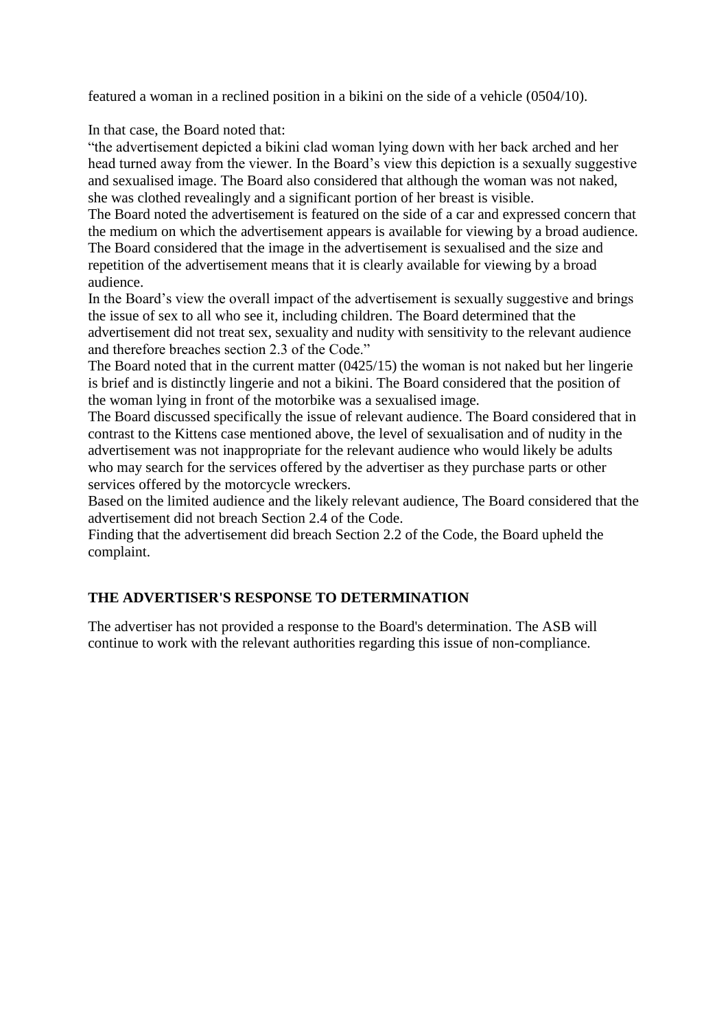featured a woman in a reclined position in a bikini on the side of a vehicle (0504/10).

In that case, the Board noted that:

"the advertisement depicted a bikini clad woman lying down with her back arched and her head turned away from the viewer. In the Board's view this depiction is a sexually suggestive and sexualised image. The Board also considered that although the woman was not naked, she was clothed revealingly and a significant portion of her breast is visible.

The Board noted the advertisement is featured on the side of a car and expressed concern that the medium on which the advertisement appears is available for viewing by a broad audience. The Board considered that the image in the advertisement is sexualised and the size and repetition of the advertisement means that it is clearly available for viewing by a broad audience.

In the Board's view the overall impact of the advertisement is sexually suggestive and brings the issue of sex to all who see it, including children. The Board determined that the advertisement did not treat sex, sexuality and nudity with sensitivity to the relevant audience and therefore breaches section 2.3 of the Code."

The Board noted that in the current matter (0425/15) the woman is not naked but her lingerie is brief and is distinctly lingerie and not a bikini. The Board considered that the position of the woman lying in front of the motorbike was a sexualised image.

The Board discussed specifically the issue of relevant audience. The Board considered that in contrast to the Kittens case mentioned above, the level of sexualisation and of nudity in the advertisement was not inappropriate for the relevant audience who would likely be adults who may search for the services offered by the advertiser as they purchase parts or other services offered by the motorcycle wreckers.

Based on the limited audience and the likely relevant audience, The Board considered that the advertisement did not breach Section 2.4 of the Code.

Finding that the advertisement did breach Section 2.2 of the Code, the Board upheld the complaint.

## THE ADVERTISER'S RESPONSE TO DETERMINATION

The advertiser has not provided a response to the Board's determination. The ASB will continue to work with the relevant authorities regarding this issue of non-compliance.